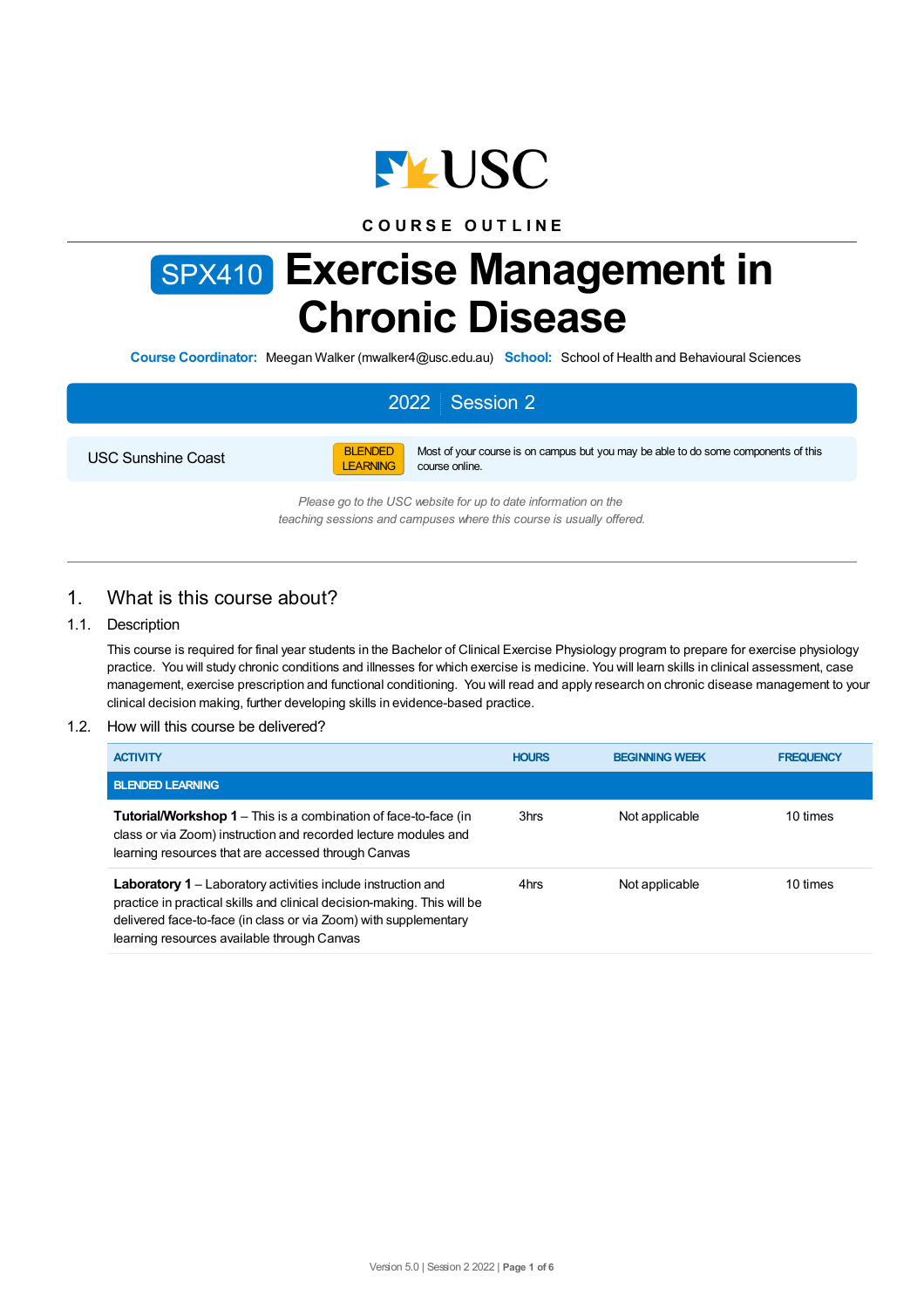COURSE OUTLINE

# SPX410 Exercise Management in Chronic Disease

**Course Coordinator:** Meegan Walker (mwalker4@usc.edu.au) **School:** School of Health and Behavioural Sciences

## 2022 | Session 2

USC Sunshine Coast

BLENDED LEARNING — Most of your course is on campus but you may be able to do some components of this course online.

*Please go to the USC website for up to date information on the teaching sessions and campuses where this course is usually offered.*

## 1. What is this course about?

### 1.1. Description

This course is required for final year students in the Bachelor of Clinical Exercise Physiology program to prepare for exercise physiology practice. You will study chronic conditions and illnesses for which exercise is medicine. You will learn skills in clinical assessment, case management, exercise prescription and functional conditioning. You will read and apply research on chronic disease management to your clinical decision making, further developing skills in evidence-based practice.

### 1.2. How will this course be delivered?

| ACTIVITY | HOURS | BEGINNING WEEK | FREQUENCY |
|---|---|---|---|
| **BLENDED LEARNING** | | | |
| **Tutorial/Workshop 1** – This is a combination of face-to-face (in class or via Zoom) instruction and recorded lecture modules and learning resources that are accessed through Canvas | 3hrs | Not applicable | 10 times |
| **Laboratory 1** – Laboratory activities include instruction and practice in practical skills and clinical decision-making. This will be delivered face-to-face (in class or via Zoom) with supplementary learning resources available through Canvas | 4hrs | Not applicable | 10 times |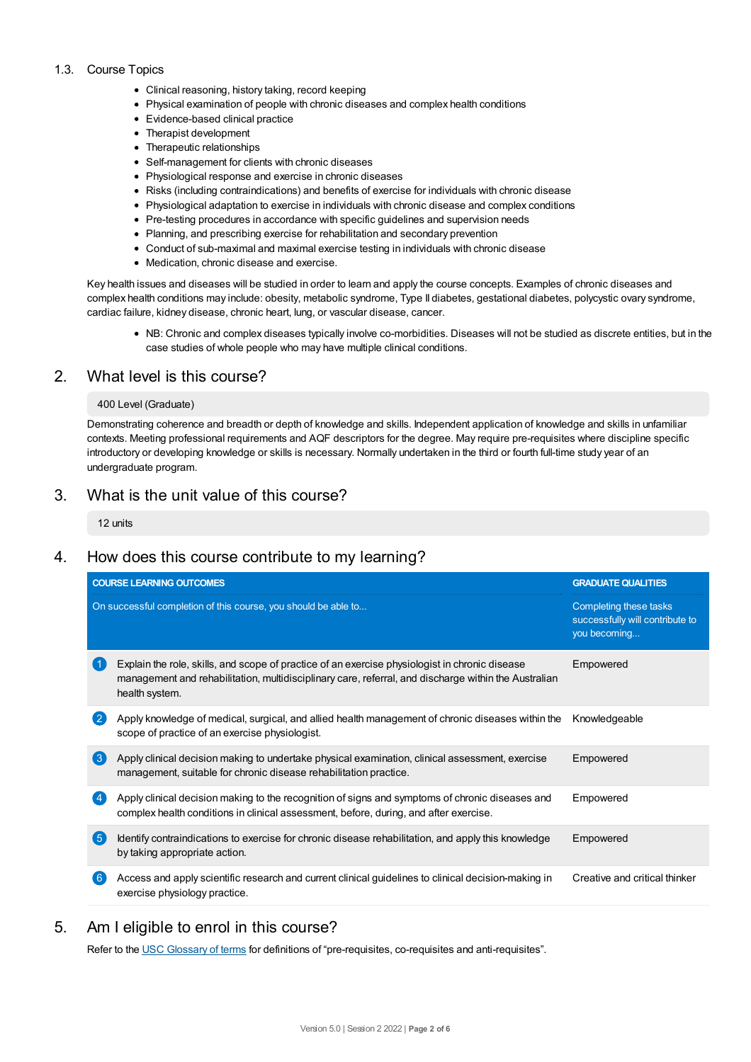### 1.3. Course Topics

- Clinical reasoning, history taking, record keeping
- Physical examination of people with chronic diseases and complex health conditions
- Evidence-based clinical practice
- Therapist development
- Therapeutic relationships
- Self-management for clients with chronic diseases
- Physiological response and exercise in chronic diseases
- Risks (including contraindications) and benefits of exercise for individuals with chronic disease
- Physiological adaptation to exercise in individuals with chronic disease and complex conditions
- Pre-testing procedures in accordance with specific guidelines and supervision needs
- Planning, and prescribing exercise for rehabilitation and secondary prevention
- Conduct of sub-maximal and maximal exercise testing in individuals with chronic disease
- Medication, chronic disease and exercise.

Key health issues and diseases will be studied in order to learn and apply the course concepts. Examples of chronic diseases and complex health conditions may include: obesity, metabolic syndrome, Type II diabetes, gestational diabetes, polycystic ovary syndrome, cardiac failure, kidney disease, chronic heart, lung, or vascular disease, cancer.

- NB: Chronic and complex diseases typically involve co-morbidities. Diseases will not be studied as discrete entities, but in the case studies of whole people who may have multiple clinical conditions.

## 2. What level is this course?

400 Level (Graduate)

Demonstrating coherence and breadth or depth of knowledge and skills. Independent application of knowledge and skills in unfamiliar contexts. Meeting professional requirements and AQF descriptors for the degree. May require pre-requisites where discipline specific introductory or developing knowledge or skills is necessary. Normally undertaken in the third or fourth full-time study year of an undergraduate program.

## 3. What is the unit value of this course?

12 units

## 4. How does this course contribute to my learning?

| | COURSE LEARNING OUTCOMES<br>On successful completion of this course, you should be able to... | GRADUATE QUALITIES<br>Completing these tasks successfully will contribute to you becoming... |
|---|---|---|
| 1 | Explain the role, skills, and scope of practice of an exercise physiologist in chronic disease management and rehabilitation, multidisciplinary care, referral, and discharge within the Australian health system. | Empowered |
| 2 | Apply knowledge of medical, surgical, and allied health management of chronic diseases within the scope of practice of an exercise physiologist. | Knowledgeable |
| 3 | Apply clinical decision making to undertake physical examination, clinical assessment, exercise management, suitable for chronic disease rehabilitation practice. | Empowered |
| 4 | Apply clinical decision making to the recognition of signs and symptoms of chronic diseases and complex health conditions in clinical assessment, before, during, and after exercise. | Empowered |
| 5 | Identify contraindications to exercise for chronic disease rehabilitation, and apply this knowledge by taking appropriate action. | Empowered |
| 6 | Access and apply scientific research and current clinical guidelines to clinical decision-making in exercise physiology practice. | Creative and critical thinker |

## 5. Am I eligible to enrol in this course?

Refer to the USC Glossary of terms for definitions of "pre-requisites, co-requisites and anti-requisites".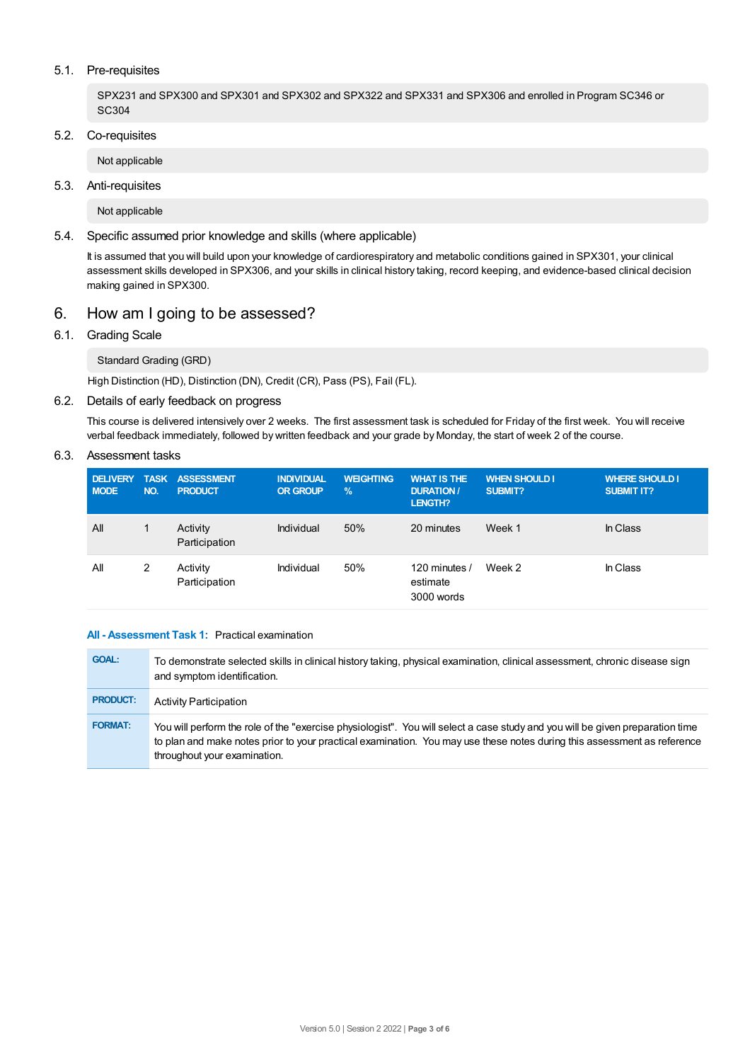### 5.1. Pre-requisites

SPX231 and SPX300 and SPX301 and SPX302 and SPX322 and SPX331 and SPX306 and enrolled in Program SC346 or SC304

### 5.2. Co-requisites

Not applicable

### 5.3. Anti-requisites

Not applicable

### 5.4. Specific assumed prior knowledge and skills (where applicable)

It is assumed that you will build upon your knowledge of cardiorespiratory and metabolic conditions gained in SPX301, your clinical assessment skills developed in SPX306, and your skills in clinical history taking, record keeping, and evidence-based clinical decision making gained in SPX300.

## 6. How am I going to be assessed?

### 6.1. Grading Scale

Standard Grading (GRD)

High Distinction (HD), Distinction (DN), Credit (CR), Pass (PS), Fail (FL).

### 6.2. Details of early feedback on progress

This course is delivered intensively over 2 weeks. The first assessment task is scheduled for Friday of the first week. You will receive verbal feedback immediately, followed by written feedback and your grade by Monday, the start of week 2 of the course.

### 6.3. Assessment tasks

| DELIVERY MODE | TASK NO. | ASSESSMENT PRODUCT | INDIVIDUAL OR GROUP | WEIGHTING % | WHAT IS THE DURATION / LENGTH? | WHEN SHOULD I SUBMIT? | WHERE SHOULD I SUBMIT IT? |
|---|---|---|---|---|---|---|---|
| All | 1 | Activity Participation | Individual | 50% | 20 minutes | Week 1 | In Class |
| All | 2 | Activity Participation | Individual | 50% | 120 minutes / estimate 3000 words | Week 2 | In Class |

**All - Assessment Task 1:** Practical examination

| | |
|---|---|
| **GOAL:** | To demonstrate selected skills in clinical history taking, physical examination, clinical assessment, chronic disease sign and symptom identification. |
| **PRODUCT:** | Activity Participation |
| **FORMAT:** | You will perform the role of the "exercise physiologist". You will select a case study and you will be given preparation time to plan and make notes prior to your practical examination. You may use these notes during this assessment as reference throughout your examination. |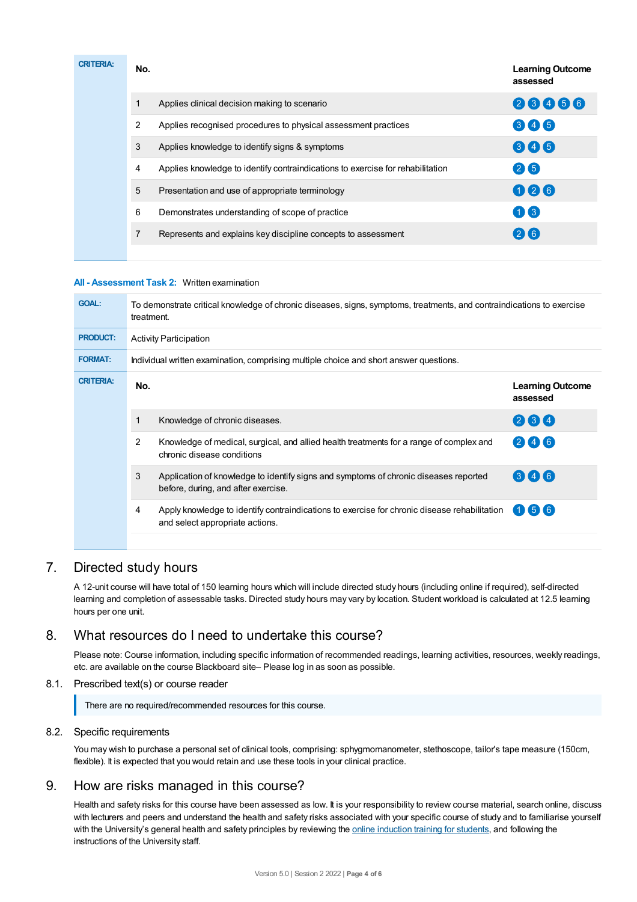**CRITERIA:**

| No. | | Learning Outcome assessed |
|---|---|---|
| 1 | Applies clinical decision making to scenario | 2 3 4 5 6 |
| 2 | Applies recognised procedures to physical assessment practices | 3 4 5 |
| 3 | Applies knowledge to identify signs & symptoms | 3 4 5 |
| 4 | Applies knowledge to identify contraindications to exercise for rehabilitation | 2 5 |
| 5 | Presentation and use of appropriate terminology | 1 2 6 |
| 6 | Demonstrates understanding of scope of practice | 1 3 |
| 7 | Represents and explains key discipline concepts to assessment | 2 6 |

**All - Assessment Task 2:** Written examination

| | |
|---|---|
| **GOAL:** | To demonstrate critical knowledge of chronic diseases, signs, symptoms, treatments, and contraindications to exercise treatment. |
| **PRODUCT:** | Activity Participation |
| **FORMAT:** | Individual written examination, comprising multiple choice and short answer questions. |

**CRITERIA:**

| No. | | Learning Outcome assessed |
|---|---|---|
| 1 | Knowledge of chronic diseases. | 2 3 4 |
| 2 | Knowledge of medical, surgical, and allied health treatments for a range of complex and chronic disease conditions | 2 4 6 |
| 3 | Application of knowledge to identify signs and symptoms of chronic diseases reported before, during, and after exercise. | 3 4 6 |
| 4 | Apply knowledge to identify contraindications to exercise for chronic disease rehabilitation and select appropriate actions. | 1 5 6 |

## 7. Directed study hours

A 12-unit course will have total of 150 learning hours which will include directed study hours (including online if required), self-directed learning and completion of assessable tasks. Directed study hours may vary by location. Student workload is calculated at 12.5 learning hours per one unit.

## 8. What resources do I need to undertake this course?

Please note: Course information, including specific information of recommended readings, learning activities, resources, weekly readings, etc. are available on the course Blackboard site– Please log in as soon as possible.

### 8.1. Prescribed text(s) or course reader

There are no required/recommended resources for this course.

### 8.2. Specific requirements

You may wish to purchase a personal set of clinical tools, comprising: sphygmomanometer, stethoscope, tailor's tape measure (150cm, flexible). It is expected that you would retain and use these tools in your clinical practice.

## 9. How are risks managed in this course?

Health and safety risks for this course have been assessed as low. It is your responsibility to review course material, search online, discuss with lecturers and peers and understand the health and safety risks associated with your specific course of study and to familiarise yourself with the University's general health and safety principles by reviewing the online induction training for students, and following the instructions of the University staff.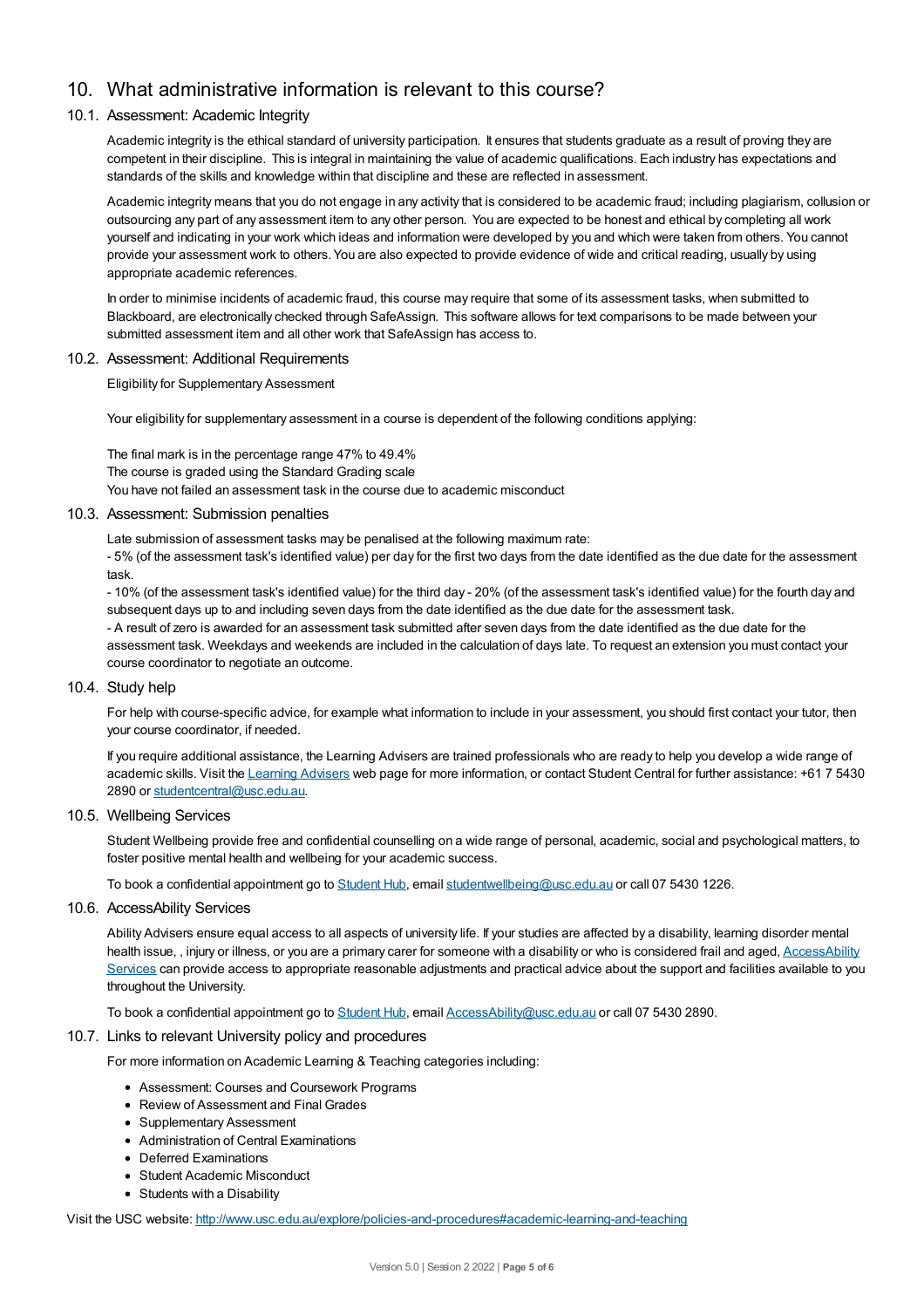## 10. What administrative information is relevant to this course?

### 10.1. Assessment: Academic Integrity

Academic integrity is the ethical standard of university participation. It ensures that students graduate as a result of proving they are competent in their discipline. This is integral in maintaining the value of academic qualifications. Each industry has expectations and standards of the skills and knowledge within that discipline and these are reflected in assessment.

Academic integrity means that you do not engage in any activity that is considered to be academic fraud; including plagiarism, collusion or outsourcing any part of any assessment item to any other person. You are expected to be honest and ethical by completing all work yourself and indicating in your work which ideas and information were developed by you and which were taken from others. You cannot provide your assessment work to others. You are also expected to provide evidence of wide and critical reading, usually by using appropriate academic references.

In order to minimise incidents of academic fraud, this course may require that some of its assessment tasks, when submitted to Blackboard, are electronically checked through SafeAssign. This software allows for text comparisons to be made between your submitted assessment item and all other work that SafeAssign has access to.

### 10.2. Assessment: Additional Requirements

Eligibility for Supplementary Assessment

Your eligibility for supplementary assessment in a course is dependent of the following conditions applying:

The final mark is in the percentage range 47% to 49.4%
The course is graded using the Standard Grading scale
You have not failed an assessment task in the course due to academic misconduct

### 10.3. Assessment: Submission penalties

Late submission of assessment tasks may be penalised at the following maximum rate:
- 5% (of the assessment task's identified value) per day for the first two days from the date identified as the due date for the assessment task.
- 10% (of the assessment task's identified value) for the third day - 20% (of the assessment task's identified value) for the fourth day and subsequent days up to and including seven days from the date identified as the due date for the assessment task.
- A result of zero is awarded for an assessment task submitted after seven days from the date identified as the due date for the assessment task. Weekdays and weekends are included in the calculation of days late. To request an extension you must contact your course coordinator to negotiate an outcome.

### 10.4. Study help

For help with course-specific advice, for example what information to include in your assessment, you should first contact your tutor, then your course coordinator, if needed.

If you require additional assistance, the Learning Advisers are trained professionals who are ready to help you develop a wide range of academic skills. Visit the Learning Advisers web page for more information, or contact Student Central for further assistance: +61 7 5430 2890 or studentcentral@usc.edu.au.

### 10.5. Wellbeing Services

Student Wellbeing provide free and confidential counselling on a wide range of personal, academic, social and psychological matters, to foster positive mental health and wellbeing for your academic success.

To book a confidential appointment go to Student Hub, email studentwellbeing@usc.edu.au or call 07 5430 1226.

### 10.6. AccessAbility Services

Ability Advisers ensure equal access to all aspects of university life. If your studies are affected by a disability, learning disorder mental health issue, , injury or illness, or you are a primary carer for someone with a disability or who is considered frail and aged, AccessAbility Services can provide access to appropriate reasonable adjustments and practical advice about the support and facilities available to you throughout the University.

To book a confidential appointment go to Student Hub, email AccessAbility@usc.edu.au or call 07 5430 2890.

### 10.7. Links to relevant University policy and procedures

For more information on Academic Learning & Teaching categories including:

- Assessment: Courses and Coursework Programs
- Review of Assessment and Final Grades
- Supplementary Assessment
- Administration of Central Examinations
- Deferred Examinations
- Student Academic Misconduct
- Students with a Disability

Visit the USC website: http://www.usc.edu.au/explore/policies-and-procedures#academic-learning-and-teaching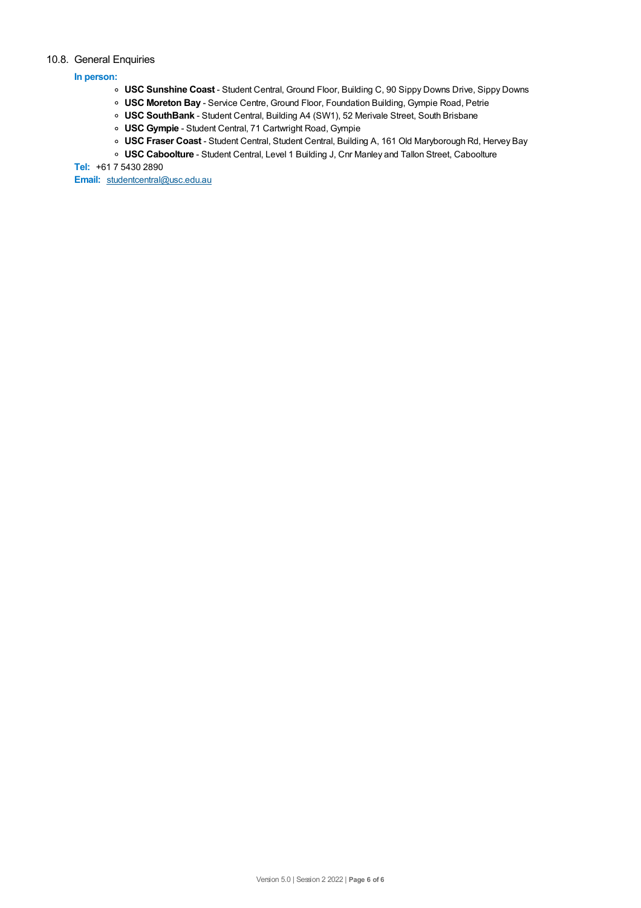## 10.8. General Enquiries

**In person:**

- **USC Sunshine Coast** - Student Central, Ground Floor, Building C, 90 Sippy Downs Drive, Sippy Downs
- **USC Moreton Bay** - Service Centre, Ground Floor, Foundation Building, Gympie Road, Petrie
- **USC SouthBank** - Student Central, Building A4 (SW1), 52 Merivale Street, South Brisbane
- **USC Gympie** - Student Central, 71 Cartwright Road, Gympie
- **USC Fraser Coast** - Student Central, Student Central, Building A, 161 Old Maryborough Rd, Hervey Bay
- **USC Caboolture** - Student Central, Level 1 Building J, Cnr Manley and Tallon Street, Caboolture

**Tel:** +61 7 5430 2890

**Email:** studentcentral@usc.edu.au